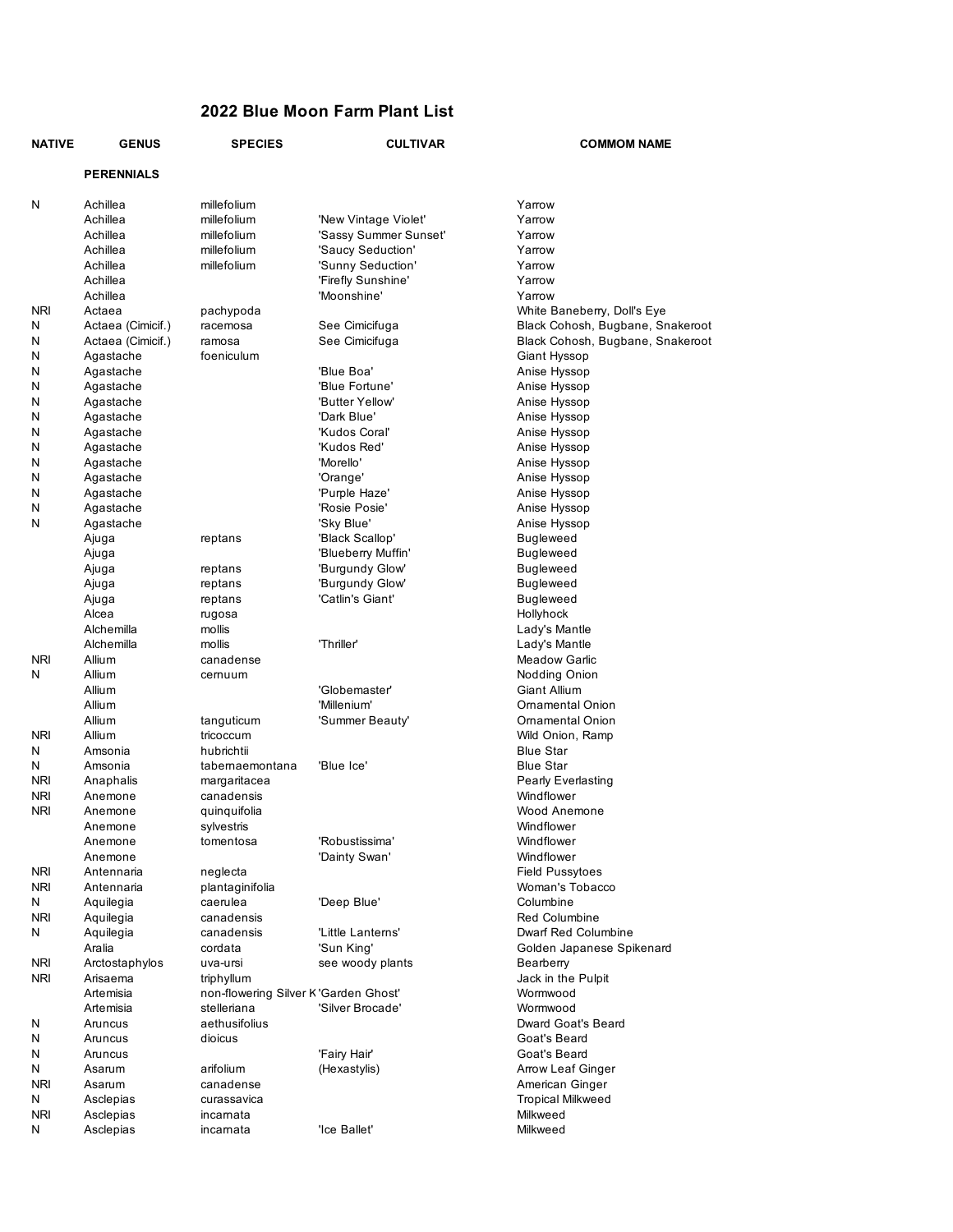# 2022 Blue Moon Farm Plant List

| NATIVE | GENUS | SPECIES | CULTIVAR | COMMOM NAME |
|---|---|---|---|---|
| | **PERENNIALS** | | | |
| N | Achillea | millefolium | | Yarrow |
| | Achillea | millefolium | 'New Vintage Violet' | Yarrow |
| | Achillea | millefolium | 'Sassy Summer Sunset' | Yarrow |
| | Achillea | millefolium | 'Saucy Seduction' | Yarrow |
| | Achillea | millefolium | 'Sunny Seduction' | Yarrow |
| | Achillea | | 'Firefly Sunshine' | Yarrow |
| | Achillea | | 'Moonshine' | Yarrow |
| NRI | Actaea | pachypoda | | White Baneberry, Doll's Eye |
| N | Actaea (Cimicif.) | racemosa | See Cimicifuga | Black Cohosh, Bugbane, Snakeroot |
| N | Actaea (Cimicif.) | ramosa | See Cimicifuga | Black Cohosh, Bugbane, Snakeroot |
| N | Agastache | foeniculum | | Giant Hyssop |
| N | Agastache | | 'Blue Boa' | Anise Hyssop |
| N | Agastache | | 'Blue Fortune' | Anise Hyssop |
| N | Agastache | | 'Butter Yellow' | Anise Hyssop |
| N | Agastache | | 'Dark Blue' | Anise Hyssop |
| N | Agastache | | 'Kudos Coral' | Anise Hyssop |
| N | Agastache | | 'Kudos Red' | Anise Hyssop |
| N | Agastache | | 'Morello' | Anise Hyssop |
| N | Agastache | | 'Orange' | Anise Hyssop |
| N | Agastache | | 'Purple Haze' | Anise Hyssop |
| N | Agastache | | 'Rosie Posie' | Anise Hyssop |
| N | Agastache | | 'Sky Blue' | Anise Hyssop |
| | Ajuga | reptans | 'Black Scallop' | Bugleweed |
| | Ajuga | | 'Blueberry Muffin' | Bugleweed |
| | Ajuga | reptans | 'Burgundy Glow' | Bugleweed |
| | Ajuga | reptans | 'Burgundy Glow' | Bugleweed |
| | Ajuga | reptans | 'Catlin's Giant' | Bugleweed |
| | Alcea | rugosa | | Hollyhock |
| | Alchemilla | mollis | | Lady's Mantle |
| | Alchemilla | mollis | 'Thriller' | Lady's Mantle |
| NRI | Allium | canadense | | Meadow Garlic |
| N | Allium | cernuum | | Nodding Onion |
| | Allium | | 'Globemaster' | Giant Allium |
| | Allium | | 'Millenium' | Ornamental Onion |
| | Allium | tanguticum | 'Summer Beauty' | Ornamental Onion |
| NRI | Allium | tricoccum | | Wild Onion, Ramp |
| N | Amsonia | hubrichtii | | Blue Star |
| N | Amsonia | tabernaemontana | 'Blue Ice' | Blue Star |
| NRI | Anaphalis | margaritacea | | Pearly Everlasting |
| NRI | Anemone | canadensis | | Windflower |
| NRI | Anemone | quinquifolia | | Wood Anemone |
| | Anemone | sylvestris | | Windflower |
| | Anemone | tomentosa | 'Robustissima' | Windflower |
| | Anemone | | 'Dainty Swan' | Windflower |
| NRI | Antennaria | neglecta | | Field Pussytoes |
| NRI | Antennaria | plantaginifolia | | Woman's Tobacco |
| N | Aquilegia | caerulea | 'Deep Blue' | Columbine |
| NRI | Aquilegia | canadensis | | Red Columbine |
| N | Aquilegia | canadensis | 'Little Lanterns' | Dwarf Red Columbine |
| | Aralia | cordata | 'Sun King' | Golden Japanese Spikenard |
| NRI | Arctostaphylos | uva-ursi | see woody plants | Bearberry |
| NRI | Arisaema | triphyllum | | Jack in the Pulpit |
| | Artemisia | non-flowering Silver K | 'Garden Ghost' | Wormwood |
| | Artemisia | stelleriana | 'Silver Brocade' | Wormwood |
| N | Aruncus | aethusifolius | | Dward Goat's Beard |
| N | Aruncus | dioicus | | Goat's Beard |
| N | Aruncus | | 'Fairy Hair' | Goat's Beard |
| N | Asarum | arifolium | (Hexastylis) | Arrow Leaf Ginger |
| NRI | Asarum | canadense | | American Ginger |
| N | Asclepias | curassavica | | Tropical Milkweed |
| NRI | Asclepias | incarnata | | Milkweed |
| N | Asclepias | incarnata | 'Ice Ballet' | Milkweed |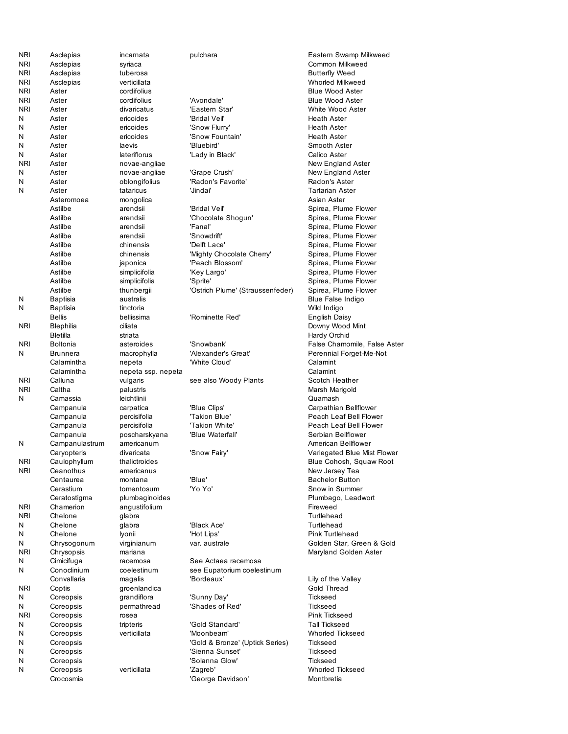| | | | | |
|---|---|---|---|---|
| NRI | Asclepias | incarnata | pulchara | Eastern Swamp Milkweed |
| NRI | Asclepias | syriaca | | Common Milkweed |
| NRI | Asclepias | tuberosa | | Butterfly Weed |
| NRI | Asclepias | verticillata | | Whorled Milkweed |
| NRI | Aster | cordifolius | | Blue Wood Aster |
| NRI | Aster | cordifolius | 'Avondale' | Blue Wood Aster |
| NRI | Aster | divaricatus | 'Eastern Star' | White Wood Aster |
| N | Aster | ericoides | 'Bridal Veil' | Heath Aster |
| N | Aster | ericoides | 'Snow Flurry' | Heath Aster |
| N | Aster | ericoides | 'Snow Fountain' | Heath Aster |
| N | Aster | laevis | 'Bluebird' | Smooth Aster |
| N | Aster | lateriflorus | 'Lady in Black' | Calico Aster |
| NRI | Aster | novae-angliae | | New England Aster |
| N | Aster | novae-angliae | 'Grape Crush' | New England Aster |
| N | Aster | oblongifolius | 'Radon's Favorite' | Radon's Aster |
| N | Aster | tataricus | 'Jindai' | Tartarian Aster |
| | Asteromoea | mongolica | | Asian Aster |
| | Astilbe | arendsii | 'Bridal Veil' | Spirea, Plume Flower |
| | Astilbe | arendsii | 'Chocolate Shogun' | Spirea, Plume Flower |
| | Astilbe | arendsii | 'Fanal' | Spirea, Plume Flower |
| | Astilbe | arendsii | 'Snowdrift' | Spirea, Plume Flower |
| | Astilbe | chinensis | 'Delft Lace' | Spirea, Plume Flower |
| | Astilbe | chinensis | 'Mighty Chocolate Cherry' | Spirea, Plume Flower |
| | Astilbe | japonica | 'Peach Blossom' | Spirea, Plume Flower |
| | Astilbe | simplicifolia | 'Key Largo' | Spirea, Plume Flower |
| | Astilbe | simplicifolia | 'Sprite' | Spirea, Plume Flower |
| | Astilbe | thunbergii | 'Ostrich Plume' (Straussenfeder) | Spirea, Plume Flower |
| N | Baptisia | australis | | Blue False Indigo |
| N | Baptisia | tinctoria | | Wild Indigo |
| | Bellis | bellissima | 'Rominette Red' | English Daisy |
| NRI | Blephilia | ciliata | | Downy Wood Mint |
| | Bletilla | striata | | Hardy Orchid |
| NRI | Boltonia | asteroides | 'Snowbank' | False Chamomile, False Aster |
| N | Brunnera | macrophylla | 'Alexander's Great' | Perennial Forget-Me-Not |
| | Calamintha | nepeta | 'White Cloud' | Calamint |
| | Calamintha | nepeta ssp. nepeta | | Calamint |
| NRI | Calluna | vulgaris | see also Woody Plants | Scotch Heather |
| NRI | Caltha | palustris | | Marsh Marigold |
| N | Camassia | leichtlinii | | Quamash |
| | Campanula | carpatica | 'Blue Clips' | Carpathian Bellflower |
| | Campanula | percisifolia | 'Takion Blue' | Peach Leaf Bell Flower |
| | Campanula | percisifolia | 'Takion White' | Peach Leaf Bell Flower |
| | Campanula | poscharskyana | 'Blue Waterfall' | Serbian Bellflower |
| N | Campanulastrum | americanum | | American Bellflower |
| | Caryopteris | divaricata | 'Snow Fairy' | Variegated Blue Mist Flower |
| NRI | Caulophyllum | thalictroides | | Blue Cohosh, Squaw Root |
| NRI | Ceanothus | americanus | | New Jersey Tea |
| | Centaurea | montana | 'Blue' | Bachelor Button |
| | Cerastium | tomentosum | 'Yo Yo' | Snow in Summer |
| | Ceratostigma | plumbaginoides | | Plumbago, Leadwort |
| NRI | Chamerion | angustifolium | | Fireweed |
| NRI | Chelone | glabra | | Turtlehead |
| N | Chelone | glabra | 'Black Ace' | Turtlehead |
| N | Chelone | lyonii | 'Hot Lips' | Pink Turtlehead |
| N | Chrysogonum | virginianum | var. australe | Golden Star, Green & Gold |
| NRI | Chrysopsis | mariana | | Maryland Golden Aster |
| N | Cimicifuga | racemosa | See Actaea racemosa | |
| N | Conoclinium | coelestinum | see Eupatorium coelestinum | |
| | Convallaria | magalis | 'Bordeaux' | Lily of the Valley |
| NRI | Coptis | groenlandica | | Gold Thread |
| N | Coreopsis | grandiflora | 'Sunny Day' | Tickseed |
| N | Coreopsis | permathread | 'Shades of Red' | Tickseed |
| NRI | Coreopsis | rosea | | Pink Tickseed |
| N | Coreopsis | tripteris | 'Gold Standard' | Tall Tickseed |
| N | Coreopsis | verticillata | 'Moonbeam' | Whorled Tickseed |
| N | Coreopsis | | 'Gold & Bronze' (Uptick Series) | Tickseed |
| N | Coreopsis | | 'Sienna Sunset' | Tickseed |
| N | Coreopsis | | 'Solanna Glow' | Tickseed |
| N | Coreopsis | verticillata | 'Zagreb' | Whorled Tickseed |
| | Crocosmia | | 'George Davidson' | Montbretia |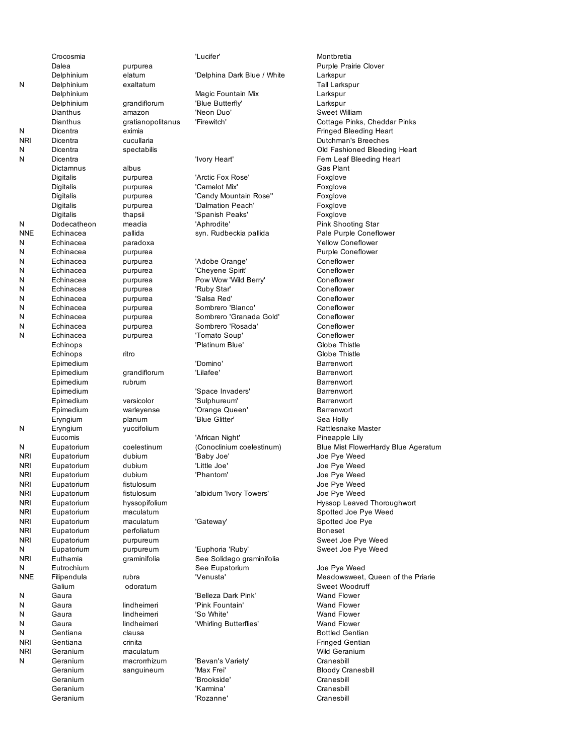|  | Genus | Species | Cultivar | Common Name |
|---|---|---|---|---|
|  | Crocosmia |  | 'Lucifer' | Montbretia |
|  | Dalea | purpurea |  | Purple Prairie Clover |
|  | Delphinium | elatum | 'Delphina Dark Blue / White | Larkspur |
| N | Delphinium | exaltatum |  | Tall Larkspur |
|  | Delphinium |  | Magic Fountain Mix | Larkspur |
|  | Delphinium | grandiflorum | 'Blue Butterfly' | Larkspur |
|  | Dianthus | amazon | 'Neon Duo' | Sweet William |
|  | Dianthus | gratianopolitanus | 'Firewitch' | Cottage Pinks, Cheddar Pinks |
| N | Dicentra | eximia |  | Fringed Bleeding Heart |
| NRI | Dicentra | cucullaria |  | Dutchman's Breeches |
| N | Dicentra | spectabilis |  | Old Fashioned Bleeding Heart |
| N | Dicentra |  | 'Ivory Heart' | Fern Leaf Bleeding Heart |
|  | Dictamnus | albus |  | Gas Plant |
|  | Digitalis | purpurea | 'Arctic Fox Rose' | Foxglove |
|  | Digitalis | purpurea | 'Camelot Mix' | Foxglove |
|  | Digitalis | purpurea | 'Candy Mountain Rose'' | Foxglove |
|  | Digitalis | purpurea | 'Dalmation Peach' | Foxglove |
|  | Digitalis | thapsii | 'Spanish Peaks' | Foxglove |
| N | Dodecatheon | meadia | 'Aphrodite' | Pink Shooting Star |
| NNE | Echinacea | pallida | syn. Rudbeckia pallida | Pale Purple Coneflower |
| N | Echinacea | paradoxa |  | Yellow Coneflower |
| N | Echinacea | purpurea |  | Purple Coneflower |
| N | Echinacea | purpurea | 'Adobe Orange' | Coneflower |
| N | Echinacea | purpurea | 'Cheyene Spirit' | Coneflower |
| N | Echinacea | purpurea | Pow Wow 'Wild Berry' | Coneflower |
| N | Echinacea | purpurea | 'Ruby Star' | Coneflower |
| N | Echinacea | purpurea | 'Salsa Red' | Coneflower |
| N | Echinacea | purpurea | Sombrero 'Blanco' | Coneflower |
| N | Echinacea | purpurea | Sombrero 'Granada Gold' | Coneflower |
| N | Echinacea | purpurea | Sombrero 'Rosada' | Coneflower |
| N | Echinacea | purpurea | 'Tomato Soup' | Coneflower |
|  | Echinops |  | 'Platinum Blue' | Globe Thistle |
|  | Echinops | ritro |  | Globe Thistle |
|  | Epimedium |  | 'Domino' | Barrenwort |
|  | Epimedium | grandiflorum | 'Lilafee' | Barrenwort |
|  | Epimedium | rubrum |  | Barrenwort |
|  | Epimedium |  | 'Space Invaders' | Barrenwort |
|  | Epimedium | versicolor | 'Sulphureum' | Barrenwort |
|  | Epimedium | warleyense | 'Orange Queen' | Barrenwort |
|  | Eryngium | planum | 'Blue Glitter' | Sea Holly |
| N | Eryngium | yuccifolium |  | Rattlesnake Master |
|  | Eucomis |  | 'African Night' | Pineapple Lily |
| N | Eupatorium | coelestinum | (Conoclinium coelestinum) | Blue Mist FlowerHardy Blue Ageratum |
| NRI | Eupatorium | dubium | 'Baby Joe' | Joe Pye Weed |
| NRI | Eupatorium | dubium | 'Little Joe' | Joe Pye Weed |
| NRI | Eupatorium | dubium | 'Phantom' | Joe Pye Weed |
| NRI | Eupatorium | fistulosum |  | Joe Pye Weed |
| NRI | Eupatorium | fistulosum | 'albidum 'Ivory Towers' | Joe Pye Weed |
| NRI | Eupatorium | hyssopifolium |  | Hyssop Leaved Thoroughwort |
| NRI | Eupatorium | maculatum |  | Spotted Joe Pye Weed |
| NRI | Eupatorium | maculatum | 'Gateway' | Spotted Joe Pye |
| NRI | Eupatorium | perfoliatum |  | Boneset |
| NRI | Eupatorium | purpureum |  | Sweet Joe Pye Weed |
| N | Eupatorium | purpureum | 'Euphoria 'Ruby' | Sweet Joe Pye Weed |
| NRI | Euthamia | graminifolia | See Solidago graminifolia |  |
| N | Eutrochium |  | See Eupatorium | Joe Pye Weed |
| NNE | Filipendula | rubra | 'Venusta' | Meadowsweet, Queen of the Priarie |
|  | Galium | odoratum |  | Sweet Woodruff |
| N | Gaura |  | 'Belleza Dark Pink' | Wand Flower |
| N | Gaura | lindheimeri | 'Pink Fountain' | Wand Flower |
| N | Gaura | lindheimeri | 'So White' | Wand Flower |
| N | Gaura | lindheimeri | 'Whirling Butterflies' | Wand Flower |
| N | Gentiana | clausa |  | Bottled Gentian |
| NRI | Gentiana | crinita |  | Fringed Gentian |
| NRI | Geranium | maculatum |  | Wild Geranium |
| N | Geranium | macrorrhizum | 'Bevan's Variety' | Cranesbill |
|  | Geranium | sanguineum | 'Max Frei' | Bloody Cranesbill |
|  | Geranium |  | 'Brookside' | Cranesbill |
|  | Geranium |  | 'Karmina' | Cranesbill |
|  | Geranium |  | 'Rozanne' | Cranesbill |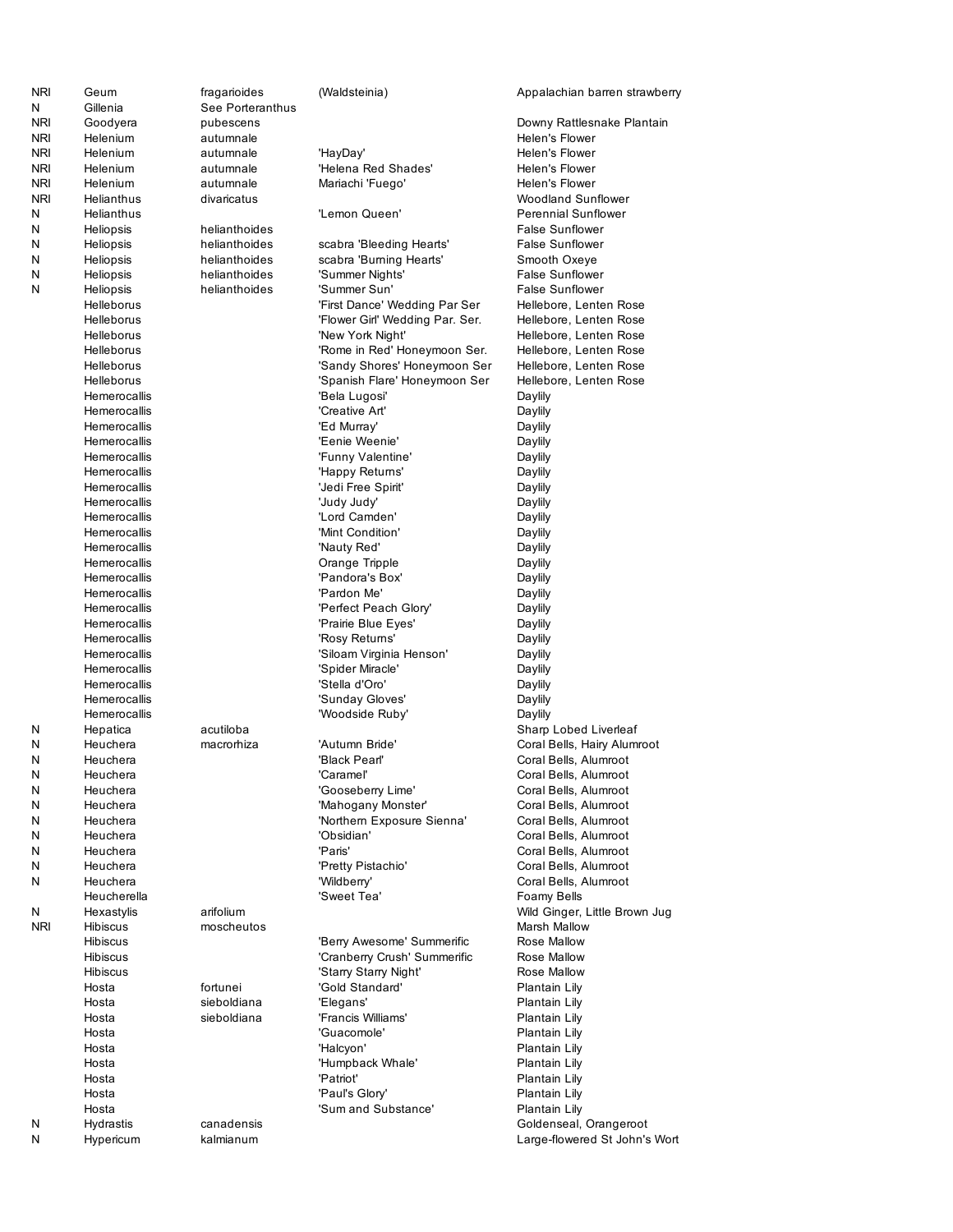| | | | | |
|---|---|---|---|---|
| NRI | Geum | fragarioides | (Waldsteinia) | Appalachian barren strawberry |
| N | Gillenia | See Porteranthus | | |
| NRI | Goodyera | pubescens | | Downy Rattlesnake Plantain |
| NRI | Helenium | autumnale | | Helen's Flower |
| NRI | Helenium | autumnale | 'HayDay' | Helen's Flower |
| NRI | Helenium | autumnale | 'Helena Red Shades' | Helen's Flower |
| NRI | Helenium | autumnale | Mariachi 'Fuego' | Helen's Flower |
| NRI | Helianthus | divaricatus | | Woodland Sunflower |
| N | Helianthus | | 'Lemon Queen' | Perennial Sunflower |
| N | Heliopsis | helianthoides | | False Sunflower |
| N | Heliopsis | helianthoides | scabra 'Bleeding Hearts' | False Sunflower |
| N | Heliopsis | helianthoides | scabra 'Burning Hearts' | Smooth Oxeye |
| N | Heliopsis | helianthoides | 'Summer Nights' | False Sunflower |
| N | Heliopsis | helianthoides | 'Summer Sun' | False Sunflower |
| | Helleborus | | 'First Dance' Wedding Par Ser | Hellebore, Lenten Rose |
| | Helleborus | | 'Flower Girl' Wedding Par. Ser. | Hellebore, Lenten Rose |
| | Helleborus | | 'New York Night' | Hellebore, Lenten Rose |
| | Helleborus | | 'Rome in Red' Honeymoon Ser. | Hellebore, Lenten Rose |
| | Helleborus | | 'Sandy Shores' Honeymoon Ser | Hellebore, Lenten Rose |
| | Helleborus | | 'Spanish Flare' Honeymoon Ser | Hellebore, Lenten Rose |
| | Hemerocallis | | 'Bela Lugosi' | Daylily |
| | Hemerocallis | | 'Creative Art' | Daylily |
| | Hemerocallis | | 'Ed Murray' | Daylily |
| | Hemerocallis | | 'Eenie Weenie' | Daylily |
| | Hemerocallis | | 'Funny Valentine' | Daylily |
| | Hemerocallis | | 'Happy Returns' | Daylily |
| | Hemerocallis | | 'Jedi Free Spirit' | Daylily |
| | Hemerocallis | | 'Judy Judy' | Daylily |
| | Hemerocallis | | 'Lord Camden' | Daylily |
| | Hemerocallis | | 'Mint Condition' | Daylily |
| | Hemerocallis | | 'Nauty Red' | Daylily |
| | Hemerocallis | | Orange Tripple | Daylily |
| | Hemerocallis | | 'Pandora's Box' | Daylily |
| | Hemerocallis | | 'Pardon Me' | Daylily |
| | Hemerocallis | | 'Perfect Peach Glory' | Daylily |
| | Hemerocallis | | 'Prairie Blue Eyes' | Daylily |
| | Hemerocallis | | 'Rosy Returns' | Daylily |
| | Hemerocallis | | 'Siloam Virginia Henson' | Daylily |
| | Hemerocallis | | 'Spider Miracle' | Daylily |
| | Hemerocallis | | 'Stella d'Oro' | Daylily |
| | Hemerocallis | | 'Sunday Gloves' | Daylily |
| | Hemerocallis | | 'Woodside Ruby' | Daylily |
| N | Hepatica | acutiloba | | Sharp Lobed Liverleaf |
| N | Heuchera | macrorhiza | 'Autumn Bride' | Coral Bells, Hairy Alumroot |
| N | Heuchera | | 'Black Pearl' | Coral Bells, Alumroot |
| N | Heuchera | | 'Caramel' | Coral Bells, Alumroot |
| N | Heuchera | | 'Gooseberry Lime' | Coral Bells, Alumroot |
| N | Heuchera | | 'Mahogany Monster' | Coral Bells, Alumroot |
| N | Heuchera | | 'Northern Exposure Sienna' | Coral Bells, Alumroot |
| N | Heuchera | | 'Obsidian' | Coral Bells, Alumroot |
| N | Heuchera | | 'Paris' | Coral Bells, Alumroot |
| N | Heuchera | | 'Pretty Pistachio' | Coral Bells, Alumroot |
| N | Heuchera | | 'Wildberry' | Coral Bells, Alumroot |
| | Heucherella | | 'Sweet Tea' | Foamy Bells |
| N | Hexastylis | arifolium | | Wild Ginger, Little Brown Jug |
| NRI | Hibiscus | moscheutos | | Marsh Mallow |
| | Hibiscus | | 'Berry Awesome' Summerific | Rose Mallow |
| | Hibiscus | | 'Cranberry Crush' Summerific | Rose Mallow |
| | Hibiscus | | 'Starry Starry Night' | Rose Mallow |
| | Hosta | fortunei | 'Gold Standard' | Plantain Lily |
| | Hosta | sieboldiana | 'Elegans' | Plantain Lily |
| | Hosta | sieboldiana | 'Francis Williams' | Plantain Lily |
| | Hosta | | 'Guacomole' | Plantain Lily |
| | Hosta | | 'Halcyon' | Plantain Lily |
| | Hosta | | 'Humpback Whale' | Plantain Lily |
| | Hosta | | 'Patriot' | Plantain Lily |
| | Hosta | | 'Paul's Glory' | Plantain Lily |
| | Hosta | | 'Sum and Substance' | Plantain Lily |
| N | Hydrastis | canadensis | | Goldenseal, Orangeroot |
| N | Hypericum | kalmianum | | Large-flowered St John's Wort |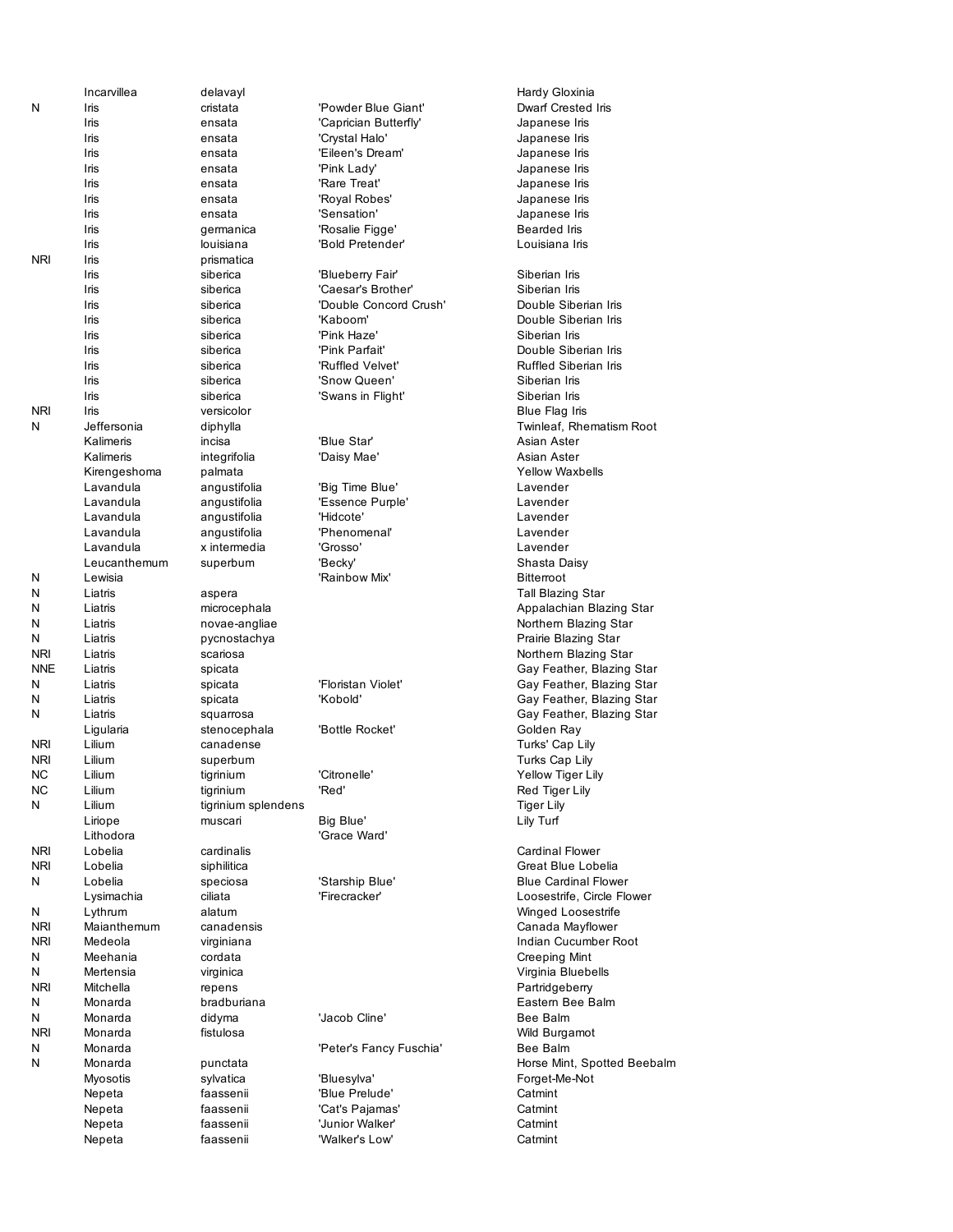| | | | | |
|---|---|---|---|---|
| | Incarvillea | delavayl | | Hardy Gloxinia |
| N | Iris | cristata | 'Powder Blue Giant' | Dwarf Crested Iris |
| | Iris | ensata | 'Caprician Butterfly' | Japanese Iris |
| | Iris | ensata | 'Crystal Halo' | Japanese Iris |
| | Iris | ensata | 'Eileen's Dream' | Japanese Iris |
| | Iris | ensata | 'Pink Lady' | Japanese Iris |
| | Iris | ensata | 'Rare Treat' | Japanese Iris |
| | Iris | ensata | 'Royal Robes' | Japanese Iris |
| | Iris | ensata | 'Sensation' | Japanese Iris |
| | Iris | germanica | 'Rosalie Figge' | Bearded Iris |
| | Iris | louisiana | 'Bold Pretender' | Louisiana Iris |
| NRI | Iris | prismatica | | |
| | Iris | siberica | 'Blueberry Fair' | Siberian Iris |
| | Iris | siberica | 'Caesar's Brother' | Siberian Iris |
| | Iris | siberica | 'Double Concord Crush' | Double Siberian Iris |
| | Iris | siberica | 'Kaboom' | Double Siberian Iris |
| | Iris | siberica | 'Pink Haze' | Siberian Iris |
| | Iris | siberica | 'Pink Parfait' | Double Siberian Iris |
| | Iris | siberica | 'Ruffled Velvet' | Ruffled Siberian Iris |
| | Iris | siberica | 'Snow Queen' | Siberian Iris |
| | Iris | siberica | 'Swans in Flight' | Siberian Iris |
| NRI | Iris | versicolor | | Blue Flag Iris |
| N | Jeffersonia | diphylla | | Twinleaf, Rhematism Root |
| | Kalimeris | incisa | 'Blue Star' | Asian Aster |
| | Kalimeris | integrifolia | 'Daisy Mae' | Asian Aster |
| | Kirengeshoma | palmata | | Yellow Waxbells |
| | Lavandula | angustifolia | 'Big Time Blue' | Lavender |
| | Lavandula | angustifolia | 'Essence Purple' | Lavender |
| | Lavandula | angustifolia | 'Hidcote' | Lavender |
| | Lavandula | angustifolia | 'Phenomenal' | Lavender |
| | Lavandula | x intermedia | 'Grosso' | Lavender |
| | Leucanthemum | superbum | 'Becky' | Shasta Daisy |
| N | Lewisia | | 'Rainbow Mix' | Bitterroot |
| N | Liatris | aspera | | Tall Blazing Star |
| N | Liatris | microcephala | | Appalachian Blazing Star |
| N | Liatris | novae-angliae | | Northern Blazing Star |
| N | Liatris | pycnostachya | | Prairie Blazing Star |
| NRI | Liatris | scariosa | | Northern Blazing Star |
| NNE | Liatris | spicata | | Gay Feather, Blazing Star |
| N | Liatris | spicata | 'Floristan Violet' | Gay Feather, Blazing Star |
| N | Liatris | spicata | 'Kobold' | Gay Feather, Blazing Star |
| N | Liatris | squarrosa | | Gay Feather, Blazing Star |
| | Ligularia | stenocephala | 'Bottle Rocket' | Golden Ray |
| NRI | Lilium | canadense | | Turks' Cap Lily |
| NRI | Lilium | superbum | | Turks Cap Lily |
| NC | Lilium | tigrinium | 'Citronelle' | Yellow Tiger Lily |
| NC | Lilium | tigrinium | 'Red' | Red Tiger Lily |
| N | Lilium | tigrinium splendens | | Tiger Lily |
| | Liriope | muscari | Big Blue' | Lily Turf |
| | Lithodora | | 'Grace Ward' | |
| NRI | Lobelia | cardinalis | | Cardinal Flower |
| NRI | Lobelia | siphilitica | | Great Blue Lobelia |
| N | Lobelia | speciosa | 'Starship Blue' | Blue Cardinal Flower |
| | Lysimachia | ciliata | 'Firecracker' | Loosestrife, Circle Flower |
| N | Lythrum | alatum | | Winged Loosestrife |
| NRI | Maianthemum | canadensis | | Canada Mayflower |
| NRI | Medeola | virginiana | | Indian Cucumber Root |
| N | Meehania | cordata | | Creeping Mint |
| N | Mertensia | virginica | | Virginia Bluebells |
| NRI | Mitchella | repens | | Partridgeberry |
| N | Monarda | bradburiana | | Eastern Bee Balm |
| N | Monarda | didyma | 'Jacob Cline' | Bee Balm |
| NRI | Monarda | fistulosa | | Wild Burgamot |
| N | Monarda | | 'Peter's Fancy Fuschia' | Bee Balm |
| N | Monarda | punctata | | Horse Mint, Spotted Beebalm |
| | Myosotis | sylvatica | 'Bluesylva' | Forget-Me-Not |
| | Nepeta | faassenii | 'Blue Prelude' | Catmint |
| | Nepeta | faassenii | 'Cat's Pajamas' | Catmint |
| | Nepeta | faassenii | 'Junior Walker' | Catmint |
| | Nepeta | faassenii | 'Walker's Low' | Catmint |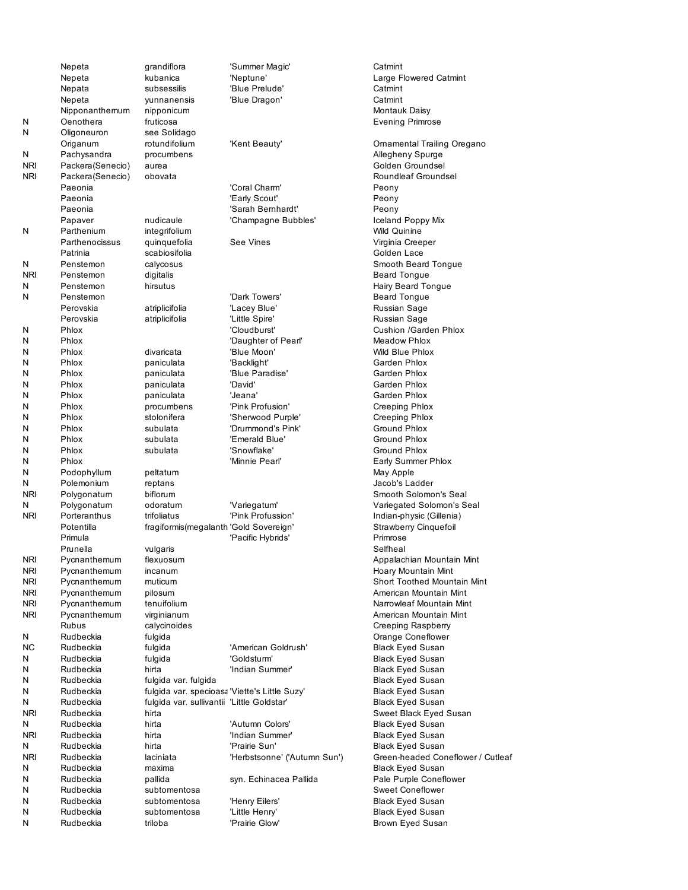|  |  |  |  |  |
|---|---|---|---|---|
|  | Nepeta | grandiflora | 'Summer Magic' | Catmint |
|  | Nepeta | kubanica | 'Neptune' | Large Flowered Catmint |
|  | Nepata | subsessilis | 'Blue Prelude' | Catmint |
|  | Nepeta | yunnanensis | 'Blue Dragon' | Catmint |
|  | Nipponanthemum | nipponicum |  | Montauk Daisy |
| N | Oenothera | fruticosa |  | Evening Primrose |
| N | Oligoneuron | see Solidago |  |  |
|  | Origanum | rotundifolium | 'Kent Beauty' | Ornamental Trailing Oregano |
| N | Pachysandra | procumbens |  | Allegheny Spurge |
| NRI | Packera(Senecio) | aurea |  | Golden Groundsel |
| NRI | Packera(Senecio) | obovata |  | Roundleaf Groundsel |
|  | Paeonia |  | 'Coral Charm' | Peony |
|  | Paeonia |  | 'Early Scout' | Peony |
|  | Paeonia |  | 'Sarah Bernhardt' | Peony |
|  | Papaver | nudicaule | 'Champagne Bubbles' | Iceland Poppy Mix |
| N | Parthenium | integrifolium |  | Wild Quinine |
|  | Parthenocissus | quinquefolia | See Vines | Virginia Creeper |
|  | Patrinia | scabiosifolia |  | Golden Lace |
| N | Penstemon | calycosus |  | Smooth Beard Tongue |
| NRI | Penstemon | digitalis |  | Beard Tongue |
| N | Penstemon | hirsutus |  | Hairy Beard Tongue |
| N | Penstemon |  | 'Dark Towers' | Beard Tongue |
|  | Perovskia | atriplicifolia | 'Lacey Blue' | Russian Sage |
|  | Perovskia | atriplicifolia | 'Little Spire' | Russian Sage |
| N | Phlox |  | 'Cloudburst' | Cushion /Garden Phlox |
| N | Phlox |  | 'Daughter of Pearl' | Meadow Phlox |
| N | Phlox | divaricata | 'Blue Moon' | Wild Blue Phlox |
| N | Phlox | paniculata | 'Backlight' | Garden Phlox |
| N | Phlox | paniculata | 'Blue Paradise' | Garden Phlox |
| N | Phlox | paniculata | 'David' | Garden Phlox |
| N | Phlox | paniculata | 'Jeana' | Garden Phlox |
| N | Phlox | procumbens | 'Pink Profusion' | Creeping Phlox |
| N | Phlox | stolonifera | 'Sherwood Purple' | Creeping Phlox |
| N | Phlox | subulata | 'Drummond's Pink' | Ground Phlox |
| N | Phlox | subulata | 'Emerald Blue' | Ground Phlox |
| N | Phlox | subulata | 'Snowflake' | Ground Phlox |
| N | Phlox |  | 'Minnie Pearl' | Early Summer Phlox |
| N | Podophyllum | peltatum |  | May Apple |
| N | Polemonium | reptans |  | Jacob's Ladder |
| NRI | Polygonatum | biflorum |  | Smooth Solomon's Seal |
| N | Polygonatum | odoratum | 'Variegatum' | Variegated Solomon's Seal |
| NRI | Porteranthus | trifoliatus | 'Pink Profussion' | Indian-physic (Gillenia) |
|  | Potentilla | fragiformis(megalanth | 'Gold Sovereign' | Strawberry Cinquefoil |
|  | Primula |  | 'Pacific Hybrids' | Primrose |
|  | Prunella | vulgaris |  | Selfheal |
| NRI | Pycnanthemum | flexuosum |  | Appalachian Mountain Mint |
| NRI | Pycnanthemum | incanum |  | Hoary Mountain Mint |
| NRI | Pycnanthemum | muticum |  | Short Toothed Mountain Mint |
| NRI | Pycnanthemum | pilosum |  | American Mountain Mint |
| NRI | Pycnanthemum | tenuifolium |  | Narrowleaf Mountain Mint |
| NRI | Pycnanthemum | virginianum |  | American Mountain Mint |
|  | Rubus | calycinoides |  | Creeping Raspberry |
| N | Rudbeckia | fulgida |  | Orange Coneflower |
| NC | Rudbeckia | fulgida | 'American Goldrush' | Black Eyed Susan |
| N | Rudbeckia | fulgida | 'Goldsturm' | Black Eyed Susan |
| N | Rudbeckia | hirta | 'Indian Summer' | Black Eyed Susan |
| N | Rudbeckia | fulgida var. fulgida |  | Black Eyed Susan |
| N | Rudbeckia | fulgida var. specioasa | 'Viette's Little Suzy' | Black Eyed Susan |
| N | Rudbeckia | fulgida var. sullivantii | 'Little Goldstar' | Black Eyed Susan |
| NRI | Rudbeckia | hirta |  | Sweet Black Eyed Susan |
| N | Rudbeckia | hirta | 'Autumn Colors' | Black Eyed Susan |
| NRI | Rudbeckia | hirta | 'Indian Summer' | Black Eyed Susan |
| N | Rudbeckia | hirta | 'Prairie Sun' | Black Eyed Susan |
| NRI | Rudbeckia | laciniata | 'Herbstsonne' ('Autumn Sun') | Green-headed Coneflower / Cutleaf |
| N | Rudbeckia | maxima |  | Black Eyed Susan |
| N | Rudbeckia | pallida | syn. Echinacea Pallida | Pale Purple Coneflower |
| N | Rudbeckia | subtomentosa |  | Sweet Coneflower |
| N | Rudbeckia | subtomentosa | 'Henry Eilers' | Black Eyed Susan |
| N | Rudbeckia | subtomentosa | 'Little Henry' | Black Eyed Susan |
| N | Rudbeckia | triloba | 'Prairie Glow' | Brown Eyed Susan |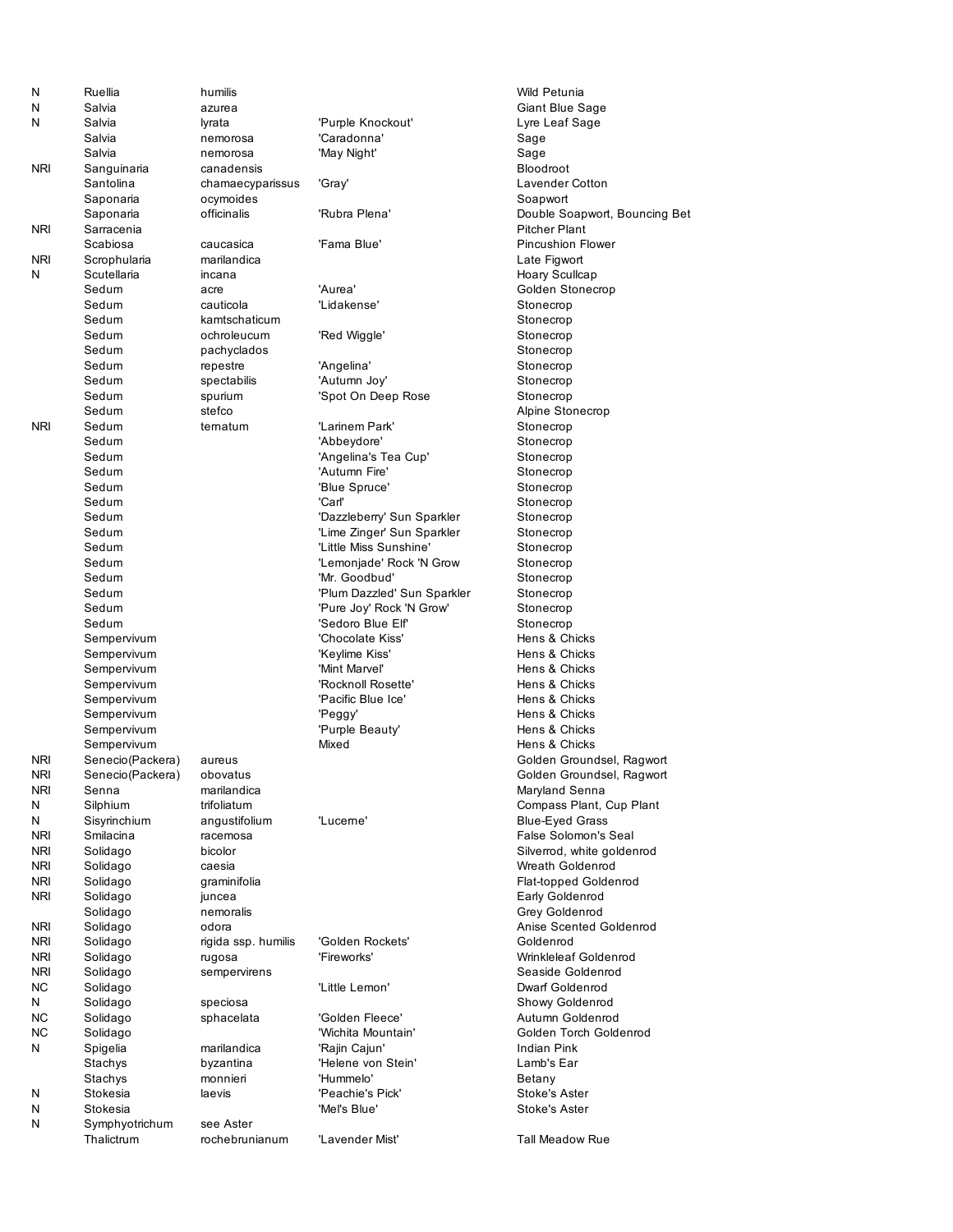| | | | | |
|---|---|---|---|---|
| N | Ruellia | humilis | | Wild Petunia |
| N | Salvia | azurea | | Giant Blue Sage |
| N | Salvia | lyrata | 'Purple Knockout' | Lyre Leaf Sage |
| | Salvia | nemorosa | 'Caradonna' | Sage |
| | Salvia | nemorosa | 'May Night' | Sage |
| NRI | Sanguinaria | canadensis | | Bloodroot |
| | Santolina | chamaecyparissus | 'Gray' | Lavender Cotton |
| | Saponaria | ocymoides | | Soapwort |
| | Saponaria | officinalis | 'Rubra Plena' | Double Soapwort, Bouncing Bet |
| NRI | Sarracenia | | | Pitcher Plant |
| | Scabiosa | caucasica | 'Fama Blue' | Pincushion Flower |
| NRI | Scrophularia | marilandica | | Late Figwort |
| N | Scutellaria | incana | | Hoary Scullcap |
| | Sedum | acre | 'Aurea' | Golden Stonecrop |
| | Sedum | cauticola | 'Lidakense' | Stonecrop |
| | Sedum | kamtschaticum | | Stonecrop |
| | Sedum | ochroleucum | 'Red Wiggle' | Stonecrop |
| | Sedum | pachyclados | | Stonecrop |
| | Sedum | repestre | 'Angelina' | Stonecrop |
| | Sedum | spectabilis | 'Autumn Joy' | Stonecrop |
| | Sedum | spurium | 'Spot On Deep Rose | Stonecrop |
| | Sedum | stefco | | Alpine Stonecrop |
| NRI | Sedum | ternatum | 'Larinem Park' | Stonecrop |
| | Sedum | | 'Abbeydore' | Stonecrop |
| | Sedum | | 'Angelina's Tea Cup' | Stonecrop |
| | Sedum | | 'Autumn Fire' | Stonecrop |
| | Sedum | | 'Blue Spruce' | Stonecrop |
| | Sedum | | 'Carl' | Stonecrop |
| | Sedum | | 'Dazzleberry' Sun Sparkler | Stonecrop |
| | Sedum | | 'Lime Zinger' Sun Sparkler | Stonecrop |
| | Sedum | | 'Little Miss Sunshine' | Stonecrop |
| | Sedum | | 'Lemonjade' Rock 'N Grow | Stonecrop |
| | Sedum | | 'Mr. Goodbud' | Stonecrop |
| | Sedum | | 'Plum Dazzled' Sun Sparkler | Stonecrop |
| | Sedum | | 'Pure Joy' Rock 'N Grow' | Stonecrop |
| | Sedum | | 'Sedoro Blue Elf' | Stonecrop |
| | Sempervivum | | 'Chocolate Kiss' | Hens & Chicks |
| | Sempervivum | | 'Keylime Kiss' | Hens & Chicks |
| | Sempervivum | | 'Mint Marvel' | Hens & Chicks |
| | Sempervivum | | 'Rocknoll Rosette' | Hens & Chicks |
| | Sempervivum | | 'Pacific Blue Ice' | Hens & Chicks |
| | Sempervivum | | 'Peggy' | Hens & Chicks |
| | Sempervivum | | 'Purple Beauty' | Hens & Chicks |
| | Sempervivum | | Mixed | Hens & Chicks |
| NRI | Senecio(Packera) | aureus | | Golden Groundsel, Ragwort |
| NRI | Senecio(Packera) | obovatus | | Golden Groundsel, Ragwort |
| NRI | Senna | marilandica | | Maryland Senna |
| N | Silphium | trifoliatum | | Compass Plant, Cup Plant |
| N | Sisyrinchium | angustifolium | 'Lucerne' | Blue-Eyed Grass |
| NRI | Smilacina | racemosa | | False Solomon's Seal |
| NRI | Solidago | bicolor | | Silverrod, white goldenrod |
| NRI | Solidago | caesia | | Wreath Goldenrod |
| NRI | Solidago | graminifolia | | Flat-topped Goldenrod |
| NRI | Solidago | juncea | | Early Goldenrod |
| | Solidago | nemoralis | | Grey Goldenrod |
| NRI | Solidago | odora | | Anise Scented Goldenrod |
| NRI | Solidago | rigida ssp. humilis | 'Golden Rockets' | Goldenrod |
| NRI | Solidago | rugosa | 'Fireworks' | Wrinkleleaf Goldenrod |
| NRI | Solidago | sempervirens | | Seaside Goldenrod |
| NC | Solidago | | 'Little Lemon' | Dwarf Goldenrod |
| N | Solidago | speciosa | | Showy Goldenrod |
| NC | Solidago | sphacelata | 'Golden Fleece' | Autumn Goldenrod |
| NC | Solidago | | 'Wichita Mountain' | Golden Torch Goldenrod |
| N | Spigelia | marilandica | 'Rajin Cajun' | Indian Pink |
| | Stachys | byzantina | 'Helene von Stein' | Lamb's Ear |
| | Stachys | monnieri | 'Hummelo' | Betany |
| N | Stokesia | laevis | 'Peachie's Pick' | Stoke's Aster |
| N | Stokesia | | 'Mel's Blue' | Stoke's Aster |
| N | Symphyotrichum | see Aster | | |
| | Thalictrum | rochebrunianum | 'Lavender Mist' | Tall Meadow Rue |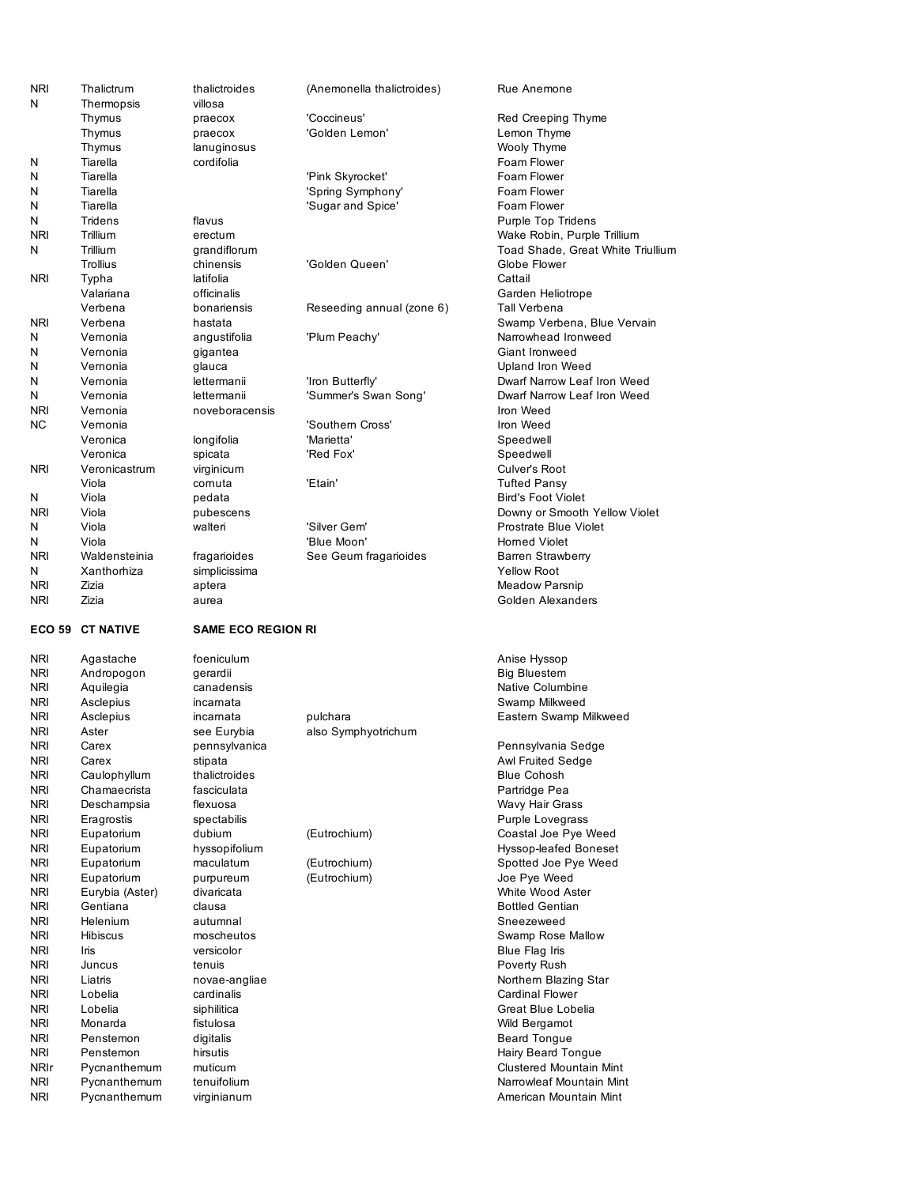| | | | | |
|---|---|---|---|---|
| NRI | Thalictrum | thalictroides | (Anemonella thalictroides) | Rue Anemone |
| N | Thermopsis | villosa | | |
| | Thymus | praecox | 'Coccineus' | Red Creeping Thyme |
| | Thymus | praecox | 'Golden Lemon' | Lemon Thyme |
| | Thymus | lanuginosus | | Wooly Thyme |
| N | Tiarella | cordifolia | | Foam Flower |
| N | Tiarella | | 'Pink Skyrocket' | Foam Flower |
| N | Tiarella | | 'Spring Symphony' | Foam Flower |
| N | Tiarella | | 'Sugar and Spice' | Foam Flower |
| N | Tridens | flavus | | Purple Top Tridens |
| NRI | Trillium | erectum | | Wake Robin, Purple Trillium |
| N | Trillium | grandiflorum | | Toad Shade, Great White Triullium |
| | Trollius | chinensis | 'Golden Queen' | Globe Flower |
| NRI | Typha | latifolia | | Cattail |
| | Valariana | officinalis | | Garden Heliotrope |
| | Verbena | bonariensis | Reseeding annual (zone 6) | Tall Verbena |
| NRI | Verbena | hastata | | Swamp Verbena, Blue Vervain |
| N | Vernonia | angustifolia | 'Plum Peachy' | Narrowhead Ironweed |
| N | Vernonia | gigantea | | Giant Ironweed |
| N | Vernonia | glauca | | Upland Iron Weed |
| N | Vernonia | lettermanii | 'Iron Butterfly' | Dwarf Narrow Leaf Iron Weed |
| N | Vernonia | lettermanii | 'Summer's Swan Song' | Dwarf Narrow Leaf Iron Weed |
| NRI | Vernonia | noveboracensis | | Iron Weed |
| NC | Vernonia | | 'Southern Cross' | Iron Weed |
| | Veronica | longifolia | 'Marietta' | Speedwell |
| | Veronica | spicata | 'Red Fox' | Speedwell |
| NRI | Veronicastrum | virginicum | | Culver's Root |
| | Viola | cornuta | 'Etain' | Tufted Pansy |
| N | Viola | pedata | | Bird's Foot Violet |
| NRI | Viola | pubescens | | Downy or Smooth Yellow Violet |
| N | Viola | walteri | 'Silver Gem' | Prostrate Blue Violet |
| N | Viola | | 'Blue Moon' | Horned Violet |
| NRI | Waldensteinia | fragarioides | See Geum fragarioides | Barren Strawberry |
| N | Xanthorhiza | simplicissima | | Yellow Root |
| NRI | Zizia | aptera | | Meadow Parsnip |
| NRI | Zizia | aurea | | Golden Alexanders |

| **ECO 59** | **CT NATIVE** | **SAME ECO REGION RI** | | |
|---|---|---|---|---|
| NRI | Agastache | foeniculum | | Anise Hyssop |
| NRI | Andropogon | gerardii | | Big Bluestem |
| NRI | Aquilegia | canadensis | | Native Columbine |
| NRI | Asclepius | incarnata | | Swamp Milkweed |
| NRI | Asclepius | incarnata | pulchara | Eastern Swamp Milkweed |
| NRI | Aster | see Eurybia | also Symphyotrichum | |
| NRI | Carex | pennsylvanica | | Pennsylvania Sedge |
| NRI | Carex | stipata | | Awl Fruited Sedge |
| NRI | Caulophyllum | thalictroides | | Blue Cohosh |
| NRI | Chamaecrista | fasciculata | | Partridge Pea |
| NRI | Deschampsia | flexuosa | | Wavy Hair Grass |
| NRI | Eragrostis | spectabilis | | Purple Lovegrass |
| NRI | Eupatorium | dubium | (Eutrochium) | Coastal Joe Pye Weed |
| NRI | Eupatorium | hyssopifolium | | Hyssop-leafed Boneset |
| NRI | Eupatorium | maculatum | (Eutrochium) | Spotted Joe Pye Weed |
| NRI | Eupatorium | purpureum | (Eutrochium) | Joe Pye Weed |
| NRI | Eurybia (Aster) | divaricata | | White Wood Aster |
| NRI | Gentiana | clausa | | Bottled Gentian |
| NRI | Helenium | autumnal | | Sneezeweed |
| NRI | Hibiscus | moscheutos | | Swamp Rose Mallow |
| NRI | Iris | versicolor | | Blue Flag Iris |
| NRI | Juncus | tenuis | | Poverty Rush |
| NRI | Liatris | novae-angliae | | Northern Blazing Star |
| NRI | Lobelia | cardinalis | | Cardinal Flower |
| NRI | Lobelia | siphilitica | | Great Blue Lobelia |
| NRI | Monarda | fistulosa | | Wild Bergamot |
| NRI | Penstemon | digitalis | | Beard Tongue |
| NRI | Penstemon | hirsutis | | Hairy Beard Tongue |
| NRIr | Pycnanthemum | muticum | | Clustered Mountain Mint |
| NRI | Pycnanthemum | tenuifolium | | Narrowleaf Mountain Mint |
| NRI | Pycnanthemum | virginianum | | American Mountain Mint |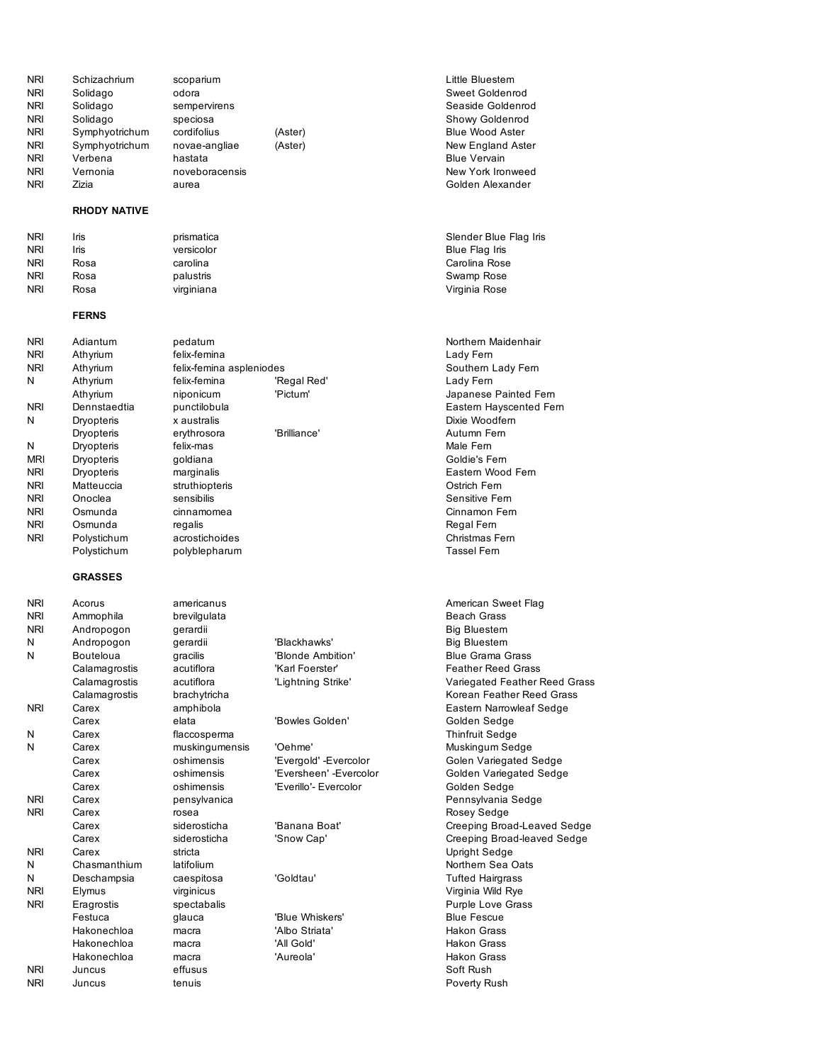| | | | | |
|---|---|---|---|---|
| NRI | Schizachrium | scoparium | | Little Bluestem |
| NRI | Solidago | odora | | Sweet Goldenrod |
| NRI | Solidago | sempervirens | | Seaside Goldenrod |
| NRI | Solidago | speciosa | | Showy Goldenrod |
| NRI | Symphyotrichum | cordifolius | (Aster) | Blue Wood Aster |
| NRI | Symphyotrichum | novae-angliae | (Aster) | New England Aster |
| NRI | Verbena | hastata | | Blue Vervain |
| NRI | Vernonia | noveboracensis | | New York Ironweed |
| NRI | Zizia | aurea | | Golden Alexander |

**RHODY NATIVE**

| | | | | |
|---|---|---|---|---|
| NRI | Iris | prismatica | | Slender Blue Flag Iris |
| NRI | Iris | versicolor | | Blue Flag Iris |
| NRI | Rosa | carolina | | Carolina Rose |
| NRI | Rosa | palustris | | Swamp Rose |
| NRI | Rosa | virginiana | | Virginia Rose |

**FERNS**

| | | | | |
|---|---|---|---|---|
| NRI | Adiantum | pedatum | | Northern Maidenhair |
| NRI | Athyrium | felix-femina | | Lady Fern |
| NRI | Athyrium | felix-femina aspleniodes | | Southern Lady Fern |
| N | Athyrium | felix-femina | 'Regal Red' | Lady Fern |
| | Athyrium | niponicum | 'Pictum' | Japanese Painted Fern |
| NRI | Dennstaedtia | punctilobula | | Eastern Hayscented Fern |
| N | Dryopteris | x australis | | Dixie Woodfern |
| | Dryopteris | erythrosora | 'Brilliance' | Autumn Fern |
| N | Dryopteris | felix-mas | | Male Fern |
| MRI | Dryopteris | goldiana | | Goldie's Fern |
| NRI | Dryopteris | marginalis | | Eastern Wood Fern |
| NRI | Matteuccia | struthiopteris | | Ostrich Fern |
| NRI | Onoclea | sensibilis | | Sensitive Fern |
| NRI | Osmunda | cinnamomea | | Cinnamon Fern |
| NRI | Osmunda | regalis | | Regal Fern |
| NRI | Polystichum | acrostichoides | | Christmas Fern |
| | Polystichum | polyblepharum | | Tassel Fern |

**GRASSES**

| | | | | |
|---|---|---|---|---|
| NRI | Acorus | americanus | | American Sweet Flag |
| NRI | Ammophila | brevilgulata | | Beach Grass |
| NRI | Andropogon | gerardii | | Big Bluestem |
| N | Andropogon | gerardii | 'Blackhawks' | Big Bluestem |
| N | Bouteloua | gracilis | 'Blonde Ambition' | Blue Grama Grass |
| | Calamagrostis | acutiflora | 'Karl Foerster' | Feather Reed Grass |
| | Calamagrostis | acutiflora | 'Lightning Strike' | Variegated Feather Reed Grass |
| | Calamagrostis | brachytricha | | Korean Feather Reed Grass |
| NRI | Carex | amphibola | | Eastern Narrowleaf Sedge |
| | Carex | elata | 'Bowles Golden' | Golden Sedge |
| N | Carex | flaccosperma | | Thinfruit Sedge |
| N | Carex | muskingumensis | 'Oehme' | Muskingum Sedge |
| | Carex | oshimensis | 'Evergold' -Evercolor | Golen Variegated Sedge |
| | Carex | oshimensis | 'Eversheen' -Evercolor | Golden Variegated Sedge |
| | Carex | oshimensis | 'Everillo'- Evercolor | Golden Sedge |
| NRI | Carex | pensylvanica | | Pennsylvania Sedge |
| NRI | Carex | rosea | | Rosey Sedge |
| | Carex | siderosticha | 'Banana Boat' | Creeping Broad-Leaved Sedge |
| | Carex | siderosticha | 'Snow Cap' | Creeping Broad-leaved Sedge |
| NRI | Carex | stricta | | Upright Sedge |
| N | Chasmanthium | latifolium | | Northern Sea Oats |
| N | Deschampsia | caespitosa | 'Goldtau' | Tufted Hairgrass |
| NRI | Elymus | virginicus | | Virginia Wild Rye |
| NRI | Eragrostis | spectabalis | | Purple Love Grass |
| | Festuca | glauca | 'Blue Whiskers' | Blue Fescue |
| | Hakonechloa | macra | 'Albo Striata' | Hakon Grass |
| | Hakonechloa | macra | 'All Gold' | Hakon Grass |
| | Hakonechloa | macra | 'Aureola' | Hakon Grass |
| NRI | Juncus | effusus | | Soft Rush |
| NRI | Juncus | tenuis | | Poverty Rush |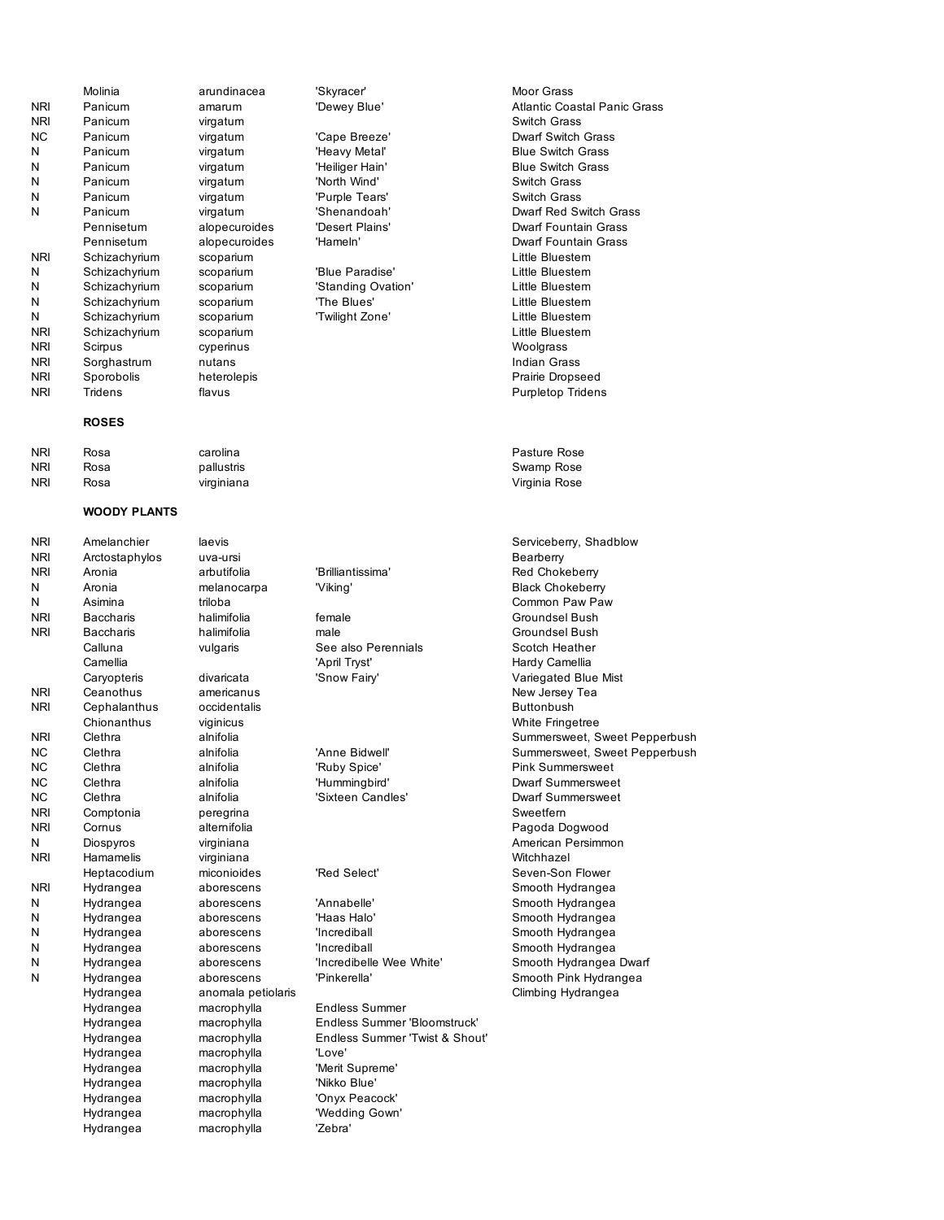| | | | | |
|---|---|---|---|---|
| | Molinia | arundinacea | 'Skyracer' | Moor Grass |
| NRI | Panicum | amarum | 'Dewey Blue' | Atlantic Coastal Panic Grass |
| NRI | Panicum | virgatum | | Switch Grass |
| NC | Panicum | virgatum | 'Cape Breeze' | Dwarf Switch Grass |
| N | Panicum | virgatum | 'Heavy Metal' | Blue Switch Grass |
| N | Panicum | virgatum | 'Heiliger Hain' | Blue Switch Grass |
| N | Panicum | virgatum | 'North Wind' | Switch Grass |
| N | Panicum | virgatum | 'Purple Tears' | Switch Grass |
| N | Panicum | virgatum | 'Shenandoah' | Dwarf Red Switch Grass |
| | Pennisetum | alopecuroides | 'Desert Plains' | Dwarf Fountain Grass |
| | Pennisetum | alopecuroides | 'Hameln' | Dwarf Fountain Grass |
| NRI | Schizachyrium | scoparium | | Little Bluestem |
| N | Schizachyrium | scoparium | 'Blue Paradise' | Little Bluestem |
| N | Schizachyrium | scoparium | 'Standing Ovation' | Little Bluestem |
| N | Schizachyrium | scoparium | 'The Blues' | Little Bluestem |
| N | Schizachyrium | scoparium | 'Twilight Zone' | Little Bluestem |
| NRI | Schizachyrium | scoparium | | Little Bluestem |
| NRI | Scirpus | cyperinus | | Woolgrass |
| NRI | Sorghastrum | nutans | | Indian Grass |
| NRI | Sporobolis | heterolepis | | Prairie Dropseed |
| NRI | Tridens | flavus | | Purpletop Tridens |

**ROSES**

| | | | | |
|---|---|---|---|---|
| NRI | Rosa | carolina | | Pasture Rose |
| NRI | Rosa | pallustris | | Swamp Rose |
| NRI | Rosa | virginiana | | Virginia Rose |

**WOODY PLANTS**

| | | | | |
|---|---|---|---|---|
| NRI | Amelanchier | laevis | | Serviceberry, Shadblow |
| NRI | Arctostaphylos | uva-ursi | | Bearberry |
| NRI | Aronia | arbutifolia | 'Brilliantissima' | Red Chokeberry |
| N | Aronia | melanocarpa | 'Viking' | Black Chokeberry |
| N | Asimina | triloba | | Common Paw Paw |
| NRI | Baccharis | halimifolia | female | Groundsel Bush |
| NRI | Baccharis | halimifolia | male | Groundsel Bush |
| | Calluna | vulgaris | See also Perennials | Scotch Heather |
| | Camellia | | 'April Tryst' | Hardy Camellia |
| | Caryopteris | divaricata | 'Snow Fairy' | Variegated Blue Mist |
| NRI | Ceanothus | americanus | | New Jersey Tea |
| NRI | Cephalanthus | occidentalis | | Buttonbush |
| | Chionanthus | viginicus | | White Fringetree |
| NRI | Clethra | alnifolia | | Summersweet, Sweet Pepperbush |
| NC | Clethra | alnifolia | 'Anne Bidwell' | Summersweet, Sweet Pepperbush |
| NC | Clethra | alnifolia | 'Ruby Spice' | Pink Summersweet |
| NC | Clethra | alnifolia | 'Hummingbird' | Dwarf Summersweet |
| NC | Clethra | alnifolia | 'Sixteen Candles' | Dwarf Summersweet |
| NRI | Comptonia | peregrina | | Sweetfern |
| NRI | Cornus | alternifolia | | Pagoda Dogwood |
| N | Diospyros | virginiana | | American Persimmon |
| NRI | Hamamelis | virginiana | | Witchhazel |
| | Heptacodium | miconioides | 'Red Select' | Seven-Son Flower |
| NRI | Hydrangea | aborescens | | Smooth Hydrangea |
| N | Hydrangea | aborescens | 'Annabelle' | Smooth Hydrangea |
| N | Hydrangea | aborescens | 'Haas Halo' | Smooth Hydrangea |
| N | Hydrangea | aborescens | 'Incrediball | Smooth Hydrangea |
| N | Hydrangea | aborescens | 'Incrediball | Smooth Hydrangea |
| N | Hydrangea | aborescens | 'Incredibelle Wee White' | Smooth Hydrangea Dwarf |
| N | Hydrangea | aborescens | 'Pinkerella' | Smooth Pink Hydrangea |
| | Hydrangea | anomala petiolaris | | Climbing Hydrangea |
| | Hydrangea | macrophylla | Endless Summer | |
| | Hydrangea | macrophylla | Endless Summer 'Bloomstruck' | |
| | Hydrangea | macrophylla | Endless Summer 'Twist & Shout' | |
| | Hydrangea | macrophylla | 'Love' | |
| | Hydrangea | macrophylla | 'Merit Supreme' | |
| | Hydrangea | macrophylla | 'Nikko Blue' | |
| | Hydrangea | macrophylla | 'Onyx Peacock' | |
| | Hydrangea | macrophylla | 'Wedding Gown' | |
| | Hydrangea | macrophylla | 'Zebra' | |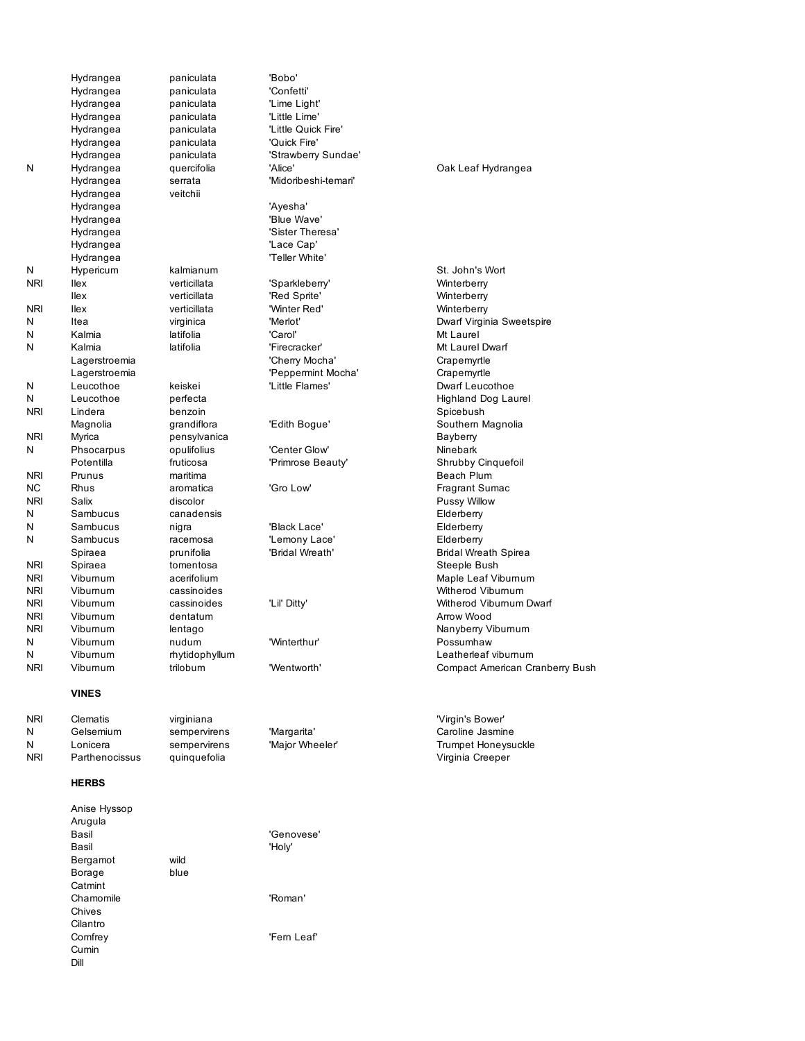| | | | | |
|---|---|---|---|---|
| | Hydrangea | paniculata | 'Bobo' | |
| | Hydrangea | paniculata | 'Confetti' | |
| | Hydrangea | paniculata | 'Lime Light' | |
| | Hydrangea | paniculata | 'Little Lime' | |
| | Hydrangea | paniculata | 'Little Quick Fire' | |
| | Hydrangea | paniculata | 'Quick Fire' | |
| | Hydrangea | paniculata | 'Strawberry Sundae' | |
| N | Hydrangea | quercifolia | 'Alice' | Oak Leaf Hydrangea |
| | Hydrangea | serrata | 'Midoribeshi-temari' | |
| | Hydrangea | veitchii | | |
| | Hydrangea | | 'Ayesha' | |
| | Hydrangea | | 'Blue Wave' | |
| | Hydrangea | | 'Sister Theresa' | |
| | Hydrangea | | 'Lace Cap' | |
| | Hydrangea | | 'Teller White' | |
| N | Hypericum | kalmianum | | St. John's Wort |
| NRI | Ilex | verticillata | 'Sparkleberry' | Winterberry |
| | Ilex | verticillata | 'Red Sprite' | Winterberry |
| NRI | Ilex | verticillata | 'Winter Red' | Winterberry |
| N | Itea | virginica | 'Merlot' | Dwarf Virginia Sweetspire |
| N | Kalmia | latifolia | 'Carol' | Mt Laurel |
| N | Kalmia | latifolia | 'Firecracker' | Mt Laurel Dwarf |
| | Lagerstroemia | | 'Cherry Mocha' | Crapemyrtle |
| | Lagerstroemia | | 'Peppermint Mocha' | Crapemyrtle |
| N | Leucothoe | keiskei | 'Little Flames' | Dwarf Leucothoe |
| N | Leucothoe | perfecta | | Highland Dog Laurel |
| NRI | Lindera | benzoin | | Spicebush |
| | Magnolia | grandiflora | 'Edith Bogue' | Southern Magnolia |
| NRI | Myrica | pensylvanica | | Bayberry |
| N | Phsocarpus | opulifolius | 'Center Glow' | Ninebark |
| | Potentilla | fruticosa | 'Primrose Beauty' | Shrubby Cinquefoil |
| NRI | Prunus | maritima | | Beach Plum |
| NC | Rhus | aromatica | 'Gro Low' | Fragrant Sumac |
| NRI | Salix | discolor | | Pussy Willow |
| N | Sambucus | canadensis | | Elderberry |
| N | Sambucus | nigra | 'Black Lace' | Elderberry |
| N | Sambucus | racemosa | 'Lemony Lace' | Elderberry |
| | Spiraea | prunifolia | 'Bridal Wreath' | Bridal Wreath Spirea |
| NRI | Spiraea | tomentosa | | Steeple Bush |
| NRI | Viburnum | acerifolium | | Maple Leaf Viburnum |
| NRI | Viburnum | cassinoides | | Witherod Viburnum |
| NRI | Viburnum | cassinoides | 'Lil' Ditty' | Witherod Viburnum Dwarf |
| NRI | Viburnum | dentatum | | Arrow Wood |
| NRI | Viburnum | lentago | | Nanyberry Viburnum |
| N | Viburnum | nudum | 'Winterthur' | Possumhaw |
| N | Viburnum | rhytidophyllum | | Leatherleaf viburnum |
| NRI | Viburnum | trilobum | 'Wentworth' | Compact American Cranberry Bush |

**VINES**

| | | | | |
|---|---|---|---|---|
| NRI | Clematis | virginiana | | 'Virgin's Bower' |
| N | Gelsemium | sempervirens | 'Margarita' | Caroline Jasmine |
| N | Lonicera | sempervirens | 'Major Wheeler' | Trumpet Honeysuckle |
| NRI | Parthenocissus | quinquefolia | | Virginia Creeper |

**HERBS**

| | | |
|---|---|---|
| Anise Hyssop | | |
| Arugula | | |
| Basil | | 'Genovese' |
| Basil | | 'Holy' |
| Bergamot | wild | |
| Borage | blue | |
| Catmint | | |
| Chamomile | | 'Roman' |
| Chives | | |
| Cilantro | | |
| Comfrey | | 'Fern Leaf' |
| Cumin | | |
| Dill | | |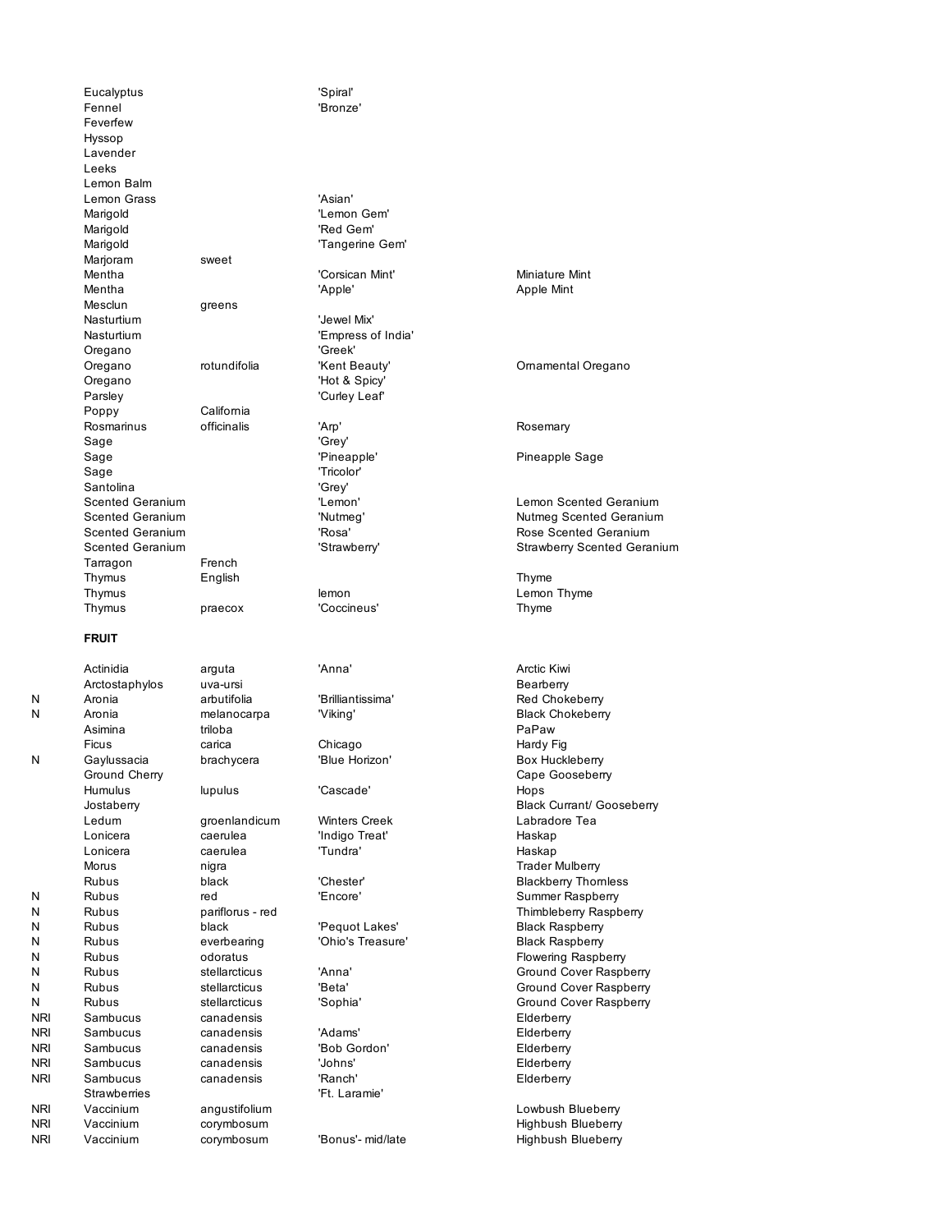| | | | | |
|---|---|---|---|---|
| | Eucalyptus | | 'Spiral' | |
| | Fennel | | 'Bronze' | |
| | Feverfew | | | |
| | Hyssop | | | |
| | Lavender | | | |
| | Leeks | | | |
| | Lemon Balm | | | |
| | Lemon Grass | | 'Asian' | |
| | Marigold | | 'Lemon Gem' | |
| | Marigold | | 'Red Gem' | |
| | Marigold | | 'Tangerine Gem' | |
| | Marjoram | sweet | | |
| | Mentha | | 'Corsican Mint' | Miniature Mint |
| | Mentha | | 'Apple' | Apple Mint |
| | Mesclun | greens | | |
| | Nasturtium | | 'Jewel Mix' | |
| | Nasturtium | | 'Empress of India' | |
| | Oregano | | 'Greek' | |
| | Oregano | rotundifolia | 'Kent Beauty' | Ornamental Oregano |
| | Oregano | | 'Hot & Spicy' | |
| | Parsley | | 'Curley Leaf' | |
| | Poppy | California | | |
| | Rosmarinus | officinalis | 'Arp' | Rosemary |
| | Sage | | 'Grey' | |
| | Sage | | 'Pineapple' | Pineapple Sage |
| | Sage | | 'Tricolor' | |
| | Santolina | | 'Grey' | |
| | Scented Geranium | | 'Lemon' | Lemon Scented Geranium |
| | Scented Geranium | | 'Nutmeg' | Nutmeg Scented Geranium |
| | Scented Geranium | | 'Rosa' | Rose Scented Geranium |
| | Scented Geranium | | 'Strawberry' | Strawberry Scented Geranium |
| | Tarragon | French | | |
| | Thymus | English | | Thyme |
| | Thymus | | lemon | Lemon Thyme |
| | Thymus | praecox | 'Coccineus' | Thyme |

**FRUIT**

| | | | | |
|---|---|---|---|---|
| | Actinidia | arguta | 'Anna' | Arctic Kiwi |
| | Arctostaphylos | uva-ursi | | Bearberry |
| N | Aronia | arbutifolia | 'Brilliantissima' | Red Chokeberry |
| N | Aronia | melanocarpa | 'Viking' | Black Chokeberry |
| | Asimina | triloba | | PaPaw |
| | Ficus | carica | Chicago | Hardy Fig |
| N | Gaylussacia | brachycera | 'Blue Horizon' | Box Huckleberry |
| | Ground Cherry | | | Cape Gooseberry |
| | Humulus | lupulus | 'Cascade' | Hops |
| | Jostaberry | | | Black Currant/ Gooseberry |
| | Ledum | groenlandicum | Winters Creek | Labradore Tea |
| | Lonicera | caerulea | 'Indigo Treat' | Haskap |
| | Lonicera | caerulea | 'Tundra' | Haskap |
| | Morus | nigra | | Trader Mulberry |
| | Rubus | black | 'Chester' | Blackberry Thornless |
| N | Rubus | red | 'Encore' | Summer Raspberry |
| N | Rubus | pariflorus - red | | Thimbleberry Raspberry |
| N | Rubus | black | 'Pequot Lakes' | Black Raspberry |
| N | Rubus | everbearing | 'Ohio's Treasure' | Black Raspberry |
| N | Rubus | odoratus | | Flowering Raspberry |
| N | Rubus | stellarcticus | 'Anna' | Ground Cover Raspberry |
| N | Rubus | stellarcticus | 'Beta' | Ground Cover Raspberry |
| N | Rubus | stellarcticus | 'Sophia' | Ground Cover Raspberry |
| NRI | Sambucus | canadensis | | Elderberry |
| NRI | Sambucus | canadensis | 'Adams' | Elderberry |
| NRI | Sambucus | canadensis | 'Bob Gordon' | Elderberry |
| NRI | Sambucus | canadensis | 'Johns' | Elderberry |
| NRI | Sambucus | canadensis | 'Ranch' | Elderberry |
| | Strawberries | | 'Ft. Laramie' | |
| NRI | Vaccinium | angustifolium | | Lowbush Blueberry |
| NRI | Vaccinium | corymbosum | | Highbush Blueberry |
| NRI | Vaccinium | corymbosum | 'Bonus'- mid/late | Highbush Blueberry |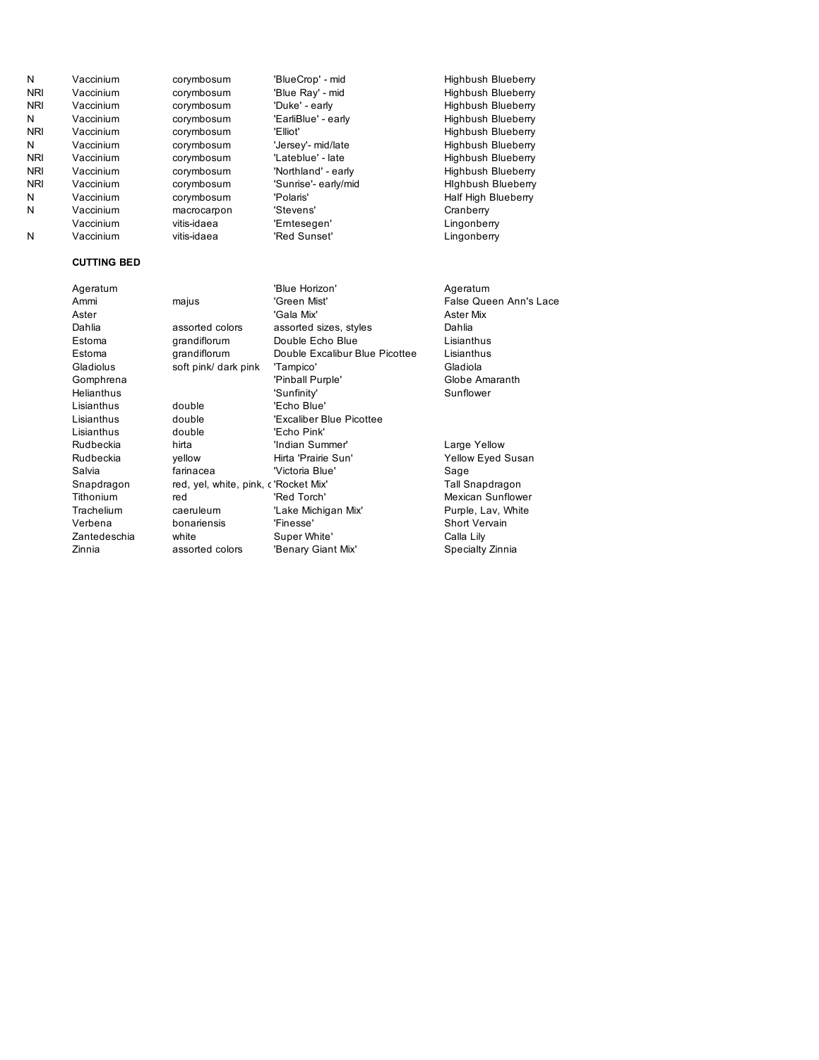| | | | | |
|---|---|---|---|---|
| N | Vaccinium | corymbosum | 'BlueCrop' - mid | Highbush Blueberry |
| NRI | Vaccinium | corymbosum | 'Blue Ray' - mid | Highbush Blueberry |
| NRI | Vaccinium | corymbosum | 'Duke' - early | Highbush Blueberry |
| N | Vaccinium | corymbosum | 'EarliBlue' - early | Highbush Blueberry |
| NRI | Vaccinium | corymbosum | 'Elliot' | Highbush Blueberry |
| N | Vaccinium | corymbosum | 'Jersey'- mid/late | Highbush Blueberry |
| NRI | Vaccinium | corymbosum | 'Lateblue' - late | Highbush Blueberry |
| NRI | Vaccinium | corymbosum | 'Northland' - early | Highbush Blueberry |
| NRI | Vaccinium | corymbosum | 'Sunrise'- early/mid | HIghbush Blueberry |
| N | Vaccinium | corymbosum | 'Polaris' | Half High Blueberry |
| N | Vaccinium | macrocarpon | 'Stevens' | Cranberry |
| | Vaccinium | vitis-idaea | 'Erntesegen' | Lingonberry |
| N | Vaccinium | vitis-idaea | 'Red Sunset' | Lingonberry |

**CUTTING BED**

| | | | |
|---|---|---|---|
| Ageratum | | 'Blue Horizon' | Ageratum |
| Ammi | majus | 'Green Mist' | False Queen Ann's Lace |
| Aster | | 'Gala Mix' | Aster Mix |
| Dahlia | assorted colors | assorted sizes, styles | Dahlia |
| Estoma | grandiflorum | Double Echo Blue | Lisianthus |
| Estoma | grandiflorum | Double Excalibur Blue Picottee | Lisianthus |
| Gladiolus | soft pink/ dark pink | 'Tampico' | Gladiola |
| Gomphrena | | 'Pinball Purple' | Globe Amaranth |
| Helianthus | | 'Sunfinity' | Sunflower |
| Lisianthus | double | 'Echo Blue' | |
| Lisianthus | double | 'Excaliber Blue Picottee | |
| Lisianthus | double | 'Echo Pink' | |
| Rudbeckia | hirta | 'Indian Summer' | Large Yellow |
| Rudbeckia | yellow | Hirta 'Prairie Sun' | Yellow Eyed Susan |
| Salvia | farinacea | 'Victoria Blue' | Sage |
| Snapdragon | red, yel, white, pink, c | 'Rocket Mix' | Tall Snapdragon |
| Tithonium | red | 'Red Torch' | Mexican Sunflower |
| Trachelium | caeruleum | 'Lake Michigan Mix' | Purple, Lav, White |
| Verbena | bonariensis | 'Finesse' | Short Vervain |
| Zantedeschia | white | Super White' | Calla Lily |
| Zinnia | assorted colors | 'Benary Giant Mix' | Specialty Zinnia |